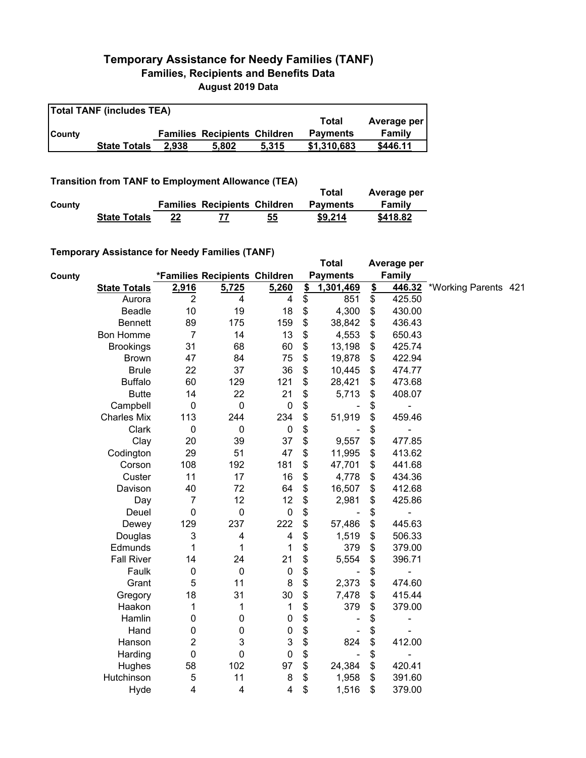# Temporary Assistance for Needy Families (TANF)
## Families, Recipients and Benefits Data
### August 2019 Data

**Total TANF (includes TEA)**

| County | | Families | Recipients | Children | Total Payments | Average per Family |
|---|---|---|---|---|---|---|
| | **State Totals** | **2,938** | **5,802** | **5,315** | **$1,310,683** | **$446.11** |

**Transition from TANF to Employment Allowance (TEA)**

| County | | Families | Recipients | Children | Total Payments | Average per Family |
|---|---|---|---|---|---|---|
| | **State Totals** | **22** | **77** | **55** | **$9,214** | **$418.82** |

**Temporary Assistance for Needy Families (TANF)**

| County | | *Families | Recipients | Children | Total Payments | Average per Family | |
|---|---|---|---|---|---|---|---|
| | **State Totals** | **2,916** | **5,725** | **5,260** | **$ 1,301,469** | **$ 446.32** | *Working Parents 421 |
| | Aurora | 2 | 4 | 4 | $ 851 | $ 425.50 | |
| | Beadle | 10 | 19 | 18 | $ 4,300 | $ 430.00 | |
| | Bennett | 89 | 175 | 159 | $ 38,842 | $ 436.43 | |
| | Bon Homme | 7 | 14 | 13 | $ 4,553 | $ 650.43 | |
| | Brookings | 31 | 68 | 60 | $ 13,198 | $ 425.74 | |
| | Brown | 47 | 84 | 75 | $ 19,878 | $ 422.94 | |
| | Brule | 22 | 37 | 36 | $ 10,445 | $ 474.77 | |
| | Buffalo | 60 | 129 | 121 | $ 28,421 | $ 473.68 | |
| | Butte | 14 | 22 | 21 | $ 5,713 | $ 408.07 | |
| | Campbell | 0 | 0 | 0 | $ - | $ - | |
| | Charles Mix | 113 | 244 | 234 | $ 51,919 | $ 459.46 | |
| | Clark | 0 | 0 | 0 | $ - | $ - | |
| | Clay | 20 | 39 | 37 | $ 9,557 | $ 477.85 | |
| | Codington | 29 | 51 | 47 | $ 11,995 | $ 413.62 | |
| | Corson | 108 | 192 | 181 | $ 47,701 | $ 441.68 | |
| | Custer | 11 | 17 | 16 | $ 4,778 | $ 434.36 | |
| | Davison | 40 | 72 | 64 | $ 16,507 | $ 412.68 | |
| | Day | 7 | 12 | 12 | $ 2,981 | $ 425.86 | |
| | Deuel | 0 | 0 | 0 | $ - | $ - | |
| | Dewey | 129 | 237 | 222 | $ 57,486 | $ 445.63 | |
| | Douglas | 3 | 4 | 4 | $ 1,519 | $ 506.33 | |
| | Edmunds | 1 | 1 | 1 | $ 379 | $ 379.00 | |
| | Fall River | 14 | 24 | 21 | $ 5,554 | $ 396.71 | |
| | Faulk | 0 | 0 | 0 | $ - | $ - | |
| | Grant | 5 | 11 | 8 | $ 2,373 | $ 474.60 | |
| | Gregory | 18 | 31 | 30 | $ 7,478 | $ 415.44 | |
| | Haakon | 1 | 1 | 1 | $ 379 | $ 379.00 | |
| | Hamlin | 0 | 0 | 0 | $ - | $ - | |
| | Hand | 0 | 0 | 0 | $ - | $ - | |
| | Hanson | 2 | 3 | 3 | $ 824 | $ 412.00 | |
| | Harding | 0 | 0 | 0 | $ - | $ - | |
| | Hughes | 58 | 102 | 97 | $ 24,384 | $ 420.41 | |
| | Hutchinson | 5 | 11 | 8 | $ 1,958 | $ 391.60 | |
| | Hyde | 4 | 4 | 4 | $ 1,516 | $ 379.00 | |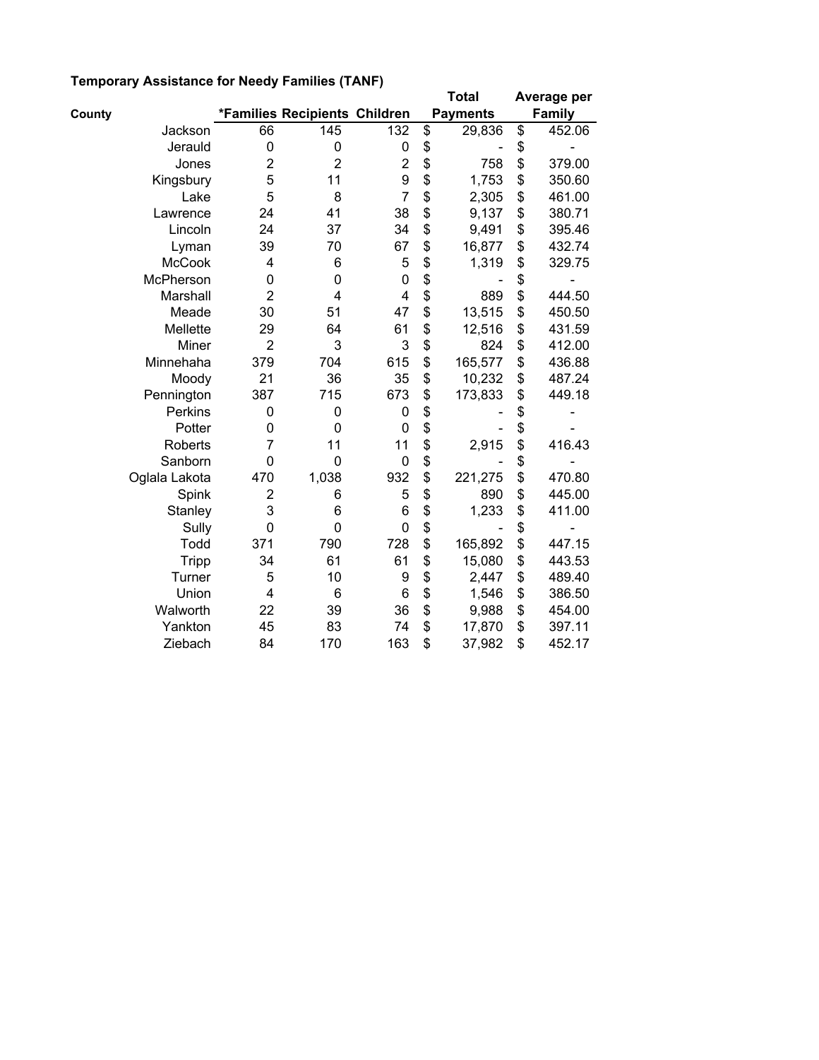**Temporary Assistance for Needy Families (TANF)**

| County | *Families | Recipients | Children | Total Payments | Average per Family |
|---|---|---|---|---|---|
| Jackson | 66 | 145 | 132 | $ 29,836 | $ 452.06 |
| Jerauld | 0 | 0 | 0 | $ - | $ - |
| Jones | 2 | 2 | 2 | $ 758 | $ 379.00 |
| Kingsbury | 5 | 11 | 9 | $ 1,753 | $ 350.60 |
| Lake | 5 | 8 | 7 | $ 2,305 | $ 461.00 |
| Lawrence | 24 | 41 | 38 | $ 9,137 | $ 380.71 |
| Lincoln | 24 | 37 | 34 | $ 9,491 | $ 395.46 |
| Lyman | 39 | 70 | 67 | $ 16,877 | $ 432.74 |
| McCook | 4 | 6 | 5 | $ 1,319 | $ 329.75 |
| McPherson | 0 | 0 | 0 | $ - | $ - |
| Marshall | 2 | 4 | 4 | $ 889 | $ 444.50 |
| Meade | 30 | 51 | 47 | $ 13,515 | $ 450.50 |
| Mellette | 29 | 64 | 61 | $ 12,516 | $ 431.59 |
| Miner | 2 | 3 | 3 | $ 824 | $ 412.00 |
| Minnehaha | 379 | 704 | 615 | $ 165,577 | $ 436.88 |
| Moody | 21 | 36 | 35 | $ 10,232 | $ 487.24 |
| Pennington | 387 | 715 | 673 | $ 173,833 | $ 449.18 |
| Perkins | 0 | 0 | 0 | $ - | $ - |
| Potter | 0 | 0 | 0 | $ - | $ - |
| Roberts | 7 | 11 | 11 | $ 2,915 | $ 416.43 |
| Sanborn | 0 | 0 | 0 | $ - | $ - |
| Oglala Lakota | 470 | 1,038 | 932 | $ 221,275 | $ 470.80 |
| Spink | 2 | 6 | 5 | $ 890 | $ 445.00 |
| Stanley | 3 | 6 | 6 | $ 1,233 | $ 411.00 |
| Sully | 0 | 0 | 0 | $ - | $ - |
| Todd | 371 | 790 | 728 | $ 165,892 | $ 447.15 |
| Tripp | 34 | 61 | 61 | $ 15,080 | $ 443.53 |
| Turner | 5 | 10 | 9 | $ 2,447 | $ 489.40 |
| Union | 4 | 6 | 6 | $ 1,546 | $ 386.50 |
| Walworth | 22 | 39 | 36 | $ 9,988 | $ 454.00 |
| Yankton | 45 | 83 | 74 | $ 17,870 | $ 397.11 |
| Ziebach | 84 | 170 | 163 | $ 37,982 | $ 452.17 |